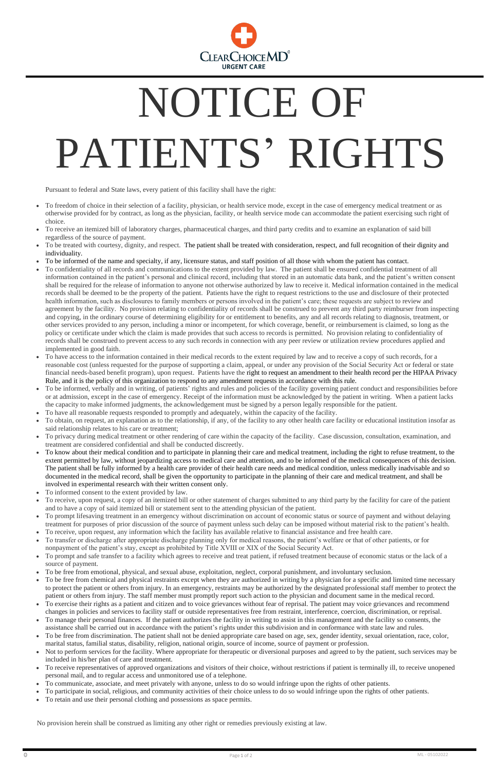CLEARCHOICEMD®
URGENT CARE

# NOTICE OF PATIENTS' RIGHTS

Pursuant to federal and State laws, every patient of this facility shall have the right:

- To freedom of choice in their selection of a facility, physician, or health service mode, except in the case of emergency medical treatment or as otherwise provided for by contract, as long as the physician, facility, or health service mode can accommodate the patient exercising such right of choice.
- To receive an itemized bill of laboratory charges, pharmaceutical charges, and third party credits and to examine an explanation of said bill regardless of the source of payment.
- To be treated with courtesy, dignity, and respect. The patient shall be treated with consideration, respect, and full recognition of their dignity and individuality.
- To be informed of the name and specialty, if any, licensure status, and staff position of all those with whom the patient has contact.
- To confidentiality of all records and communications to the extent provided by law. The patient shall be ensured confidential treatment of all information contained in the patient's personal and clinical record, including that stored in an automatic data bank, and the patient's written consent shall be required for the release of information to anyone not otherwise authorized by law to receive it. Medical information contained in the medical records shall be deemed to be the property of the patient. Patients have the right to request restrictions to the use and disclosure of their protected health information, such as disclosures to family members or persons involved in the patient's care; these requests are subject to review and agreement by the facility. No provision relating to confidentiality of records shall be construed to prevent any third party reimburser from inspecting and copying, in the ordinary course of determining eligibility for or entitlement to benefits, any and all records relating to diagnosis, treatment, or other services provided to any person, including a minor or incompetent, for which coverage, benefit, or reimbursement is claimed, so long as the policy or certificate under which the claim is made provides that such access to records is permitted. No provision relating to confidentiality of records shall be construed to prevent access to any such records in connection with any peer review or utilization review procedures applied and implemented in good faith.
- To have access to the information contained in their medical records to the extent required by law and to receive a copy of such records, for a reasonable cost (unless requested for the purpose of supporting a claim, appeal, or under any provision of the Social Security Act or federal or state financial needs-based benefit program), upon request. Patients have the right to request an amendment to their health record per the HIPAA Privacy Rule, and it is the policy of this organization to respond to any amendment requests in accordance with this rule.
- To be informed, verbally and in writing, of patients' rights and rules and policies of the facility governing patient conduct and responsibilities before or at admission, except in the case of emergency. Receipt of the information must be acknowledged by the patient in writing. When a patient lacks the capacity to make informed judgments, the acknowledgement must be signed by a person legally responsible for the patient.
- To have all reasonable requests responded to promptly and adequately, within the capacity of the facility.
- To obtain, on request, an explanation as to the relationship, if any, of the facility to any other health care facility or educational institution insofar as said relationship relates to his care or treatment;
- To privacy during medical treatment or other rendering of care within the capacity of the facility. Case discussion, consultation, examination, and treatment are considered confidential and shall be conducted discreetly.
- To know about their medical condition and to participate in planning their care and medical treatment, including the right to refuse treatment, to the extent permitted by law, without jeopardizing access to medical care and attention, and to be informed of the medical consequences of this decision. The patient shall be fully informed by a health care provider of their health care needs and medical condition, unless medically inadvisable and so documented in the medical record, shall be given the opportunity to participate in the planning of their care and medical treatment, and shall be involved in experimental research with their written consent only.
- To informed consent to the extent provided by law.
- To receive, upon request, a copy of an itemized bill or other statement of charges submitted to any third party by the facility for care of the patient and to have a copy of said itemized bill or statement sent to the attending physician of the patient.
- To prompt lifesaving treatment in an emergency without discrimination on account of economic status or source of payment and without delaying treatment for purposes of prior discussion of the source of payment unless such delay can be imposed without material risk to the patient's health.
- To receive, upon request, any information which the facility has available relative to financial assistance and free health care.
- To transfer or discharge after appropriate discharge planning only for medical reasons, the patient's welfare or that of other patients, or for nonpayment of the patient's stay, except as prohibited by Title XVIII or XIX of the Social Security Act.
- To prompt and safe transfer to a facility which agrees to receive and treat patient, if refused treatment because of economic status or the lack of a source of payment.
- To be free from emotional, physical, and sexual abuse, exploitation, neglect, corporal punishment, and involuntary seclusion.
- To be free from chemical and physical restraints except when they are authorized in writing by a physician for a specific and limited time necessary to protect the patient or others from injury. In an emergency, restraints may be authorized by the designated professional staff member to protect the patient or others from injury. The staff member must promptly report such action to the physician and document same in the medical record.
- To exercise their rights as a patient and citizen and to voice grievances without fear of reprisal. The patient may voice grievances and recommend changes in policies and services to facility staff or outside representatives free from restraint, interference, coercion, discrimination, or reprisal.
- To manage their personal finances. If the patient authorizes the facility in writing to assist in this management and the facility so consents, the assistance shall be carried out in accordance with the patient's rights under this subdivision and in conformance with state law and rules.
- To be free from discrimination. The patient shall not be denied appropriate care based on age, sex, gender identity, sexual orientation, race, color, marital status, familial status, disability, religion, national origin, source of income, source of payment or profession.
- Not to perform services for the facility. Where appropriate for therapeutic or diversional purposes and agreed to by the patient, such services may be included in his/her plan of care and treatment.
- To receive representatives of approved organizations and visitors of their choice, without restrictions if patient is terminally ill, to receive unopened personal mail, and to regular access and unmonitored use of a telephone.
- To communicate, associate, and meet privately with anyone, unless to do so would infringe upon the rights of other patients.
- To participate in social, religious, and community activities of their choice unless to do so would infringe upon the rights of other patients.
- To retain and use their personal clothing and possessions as space permits.

No provision herein shall be construed as limiting any other right or remedies previously existing at law.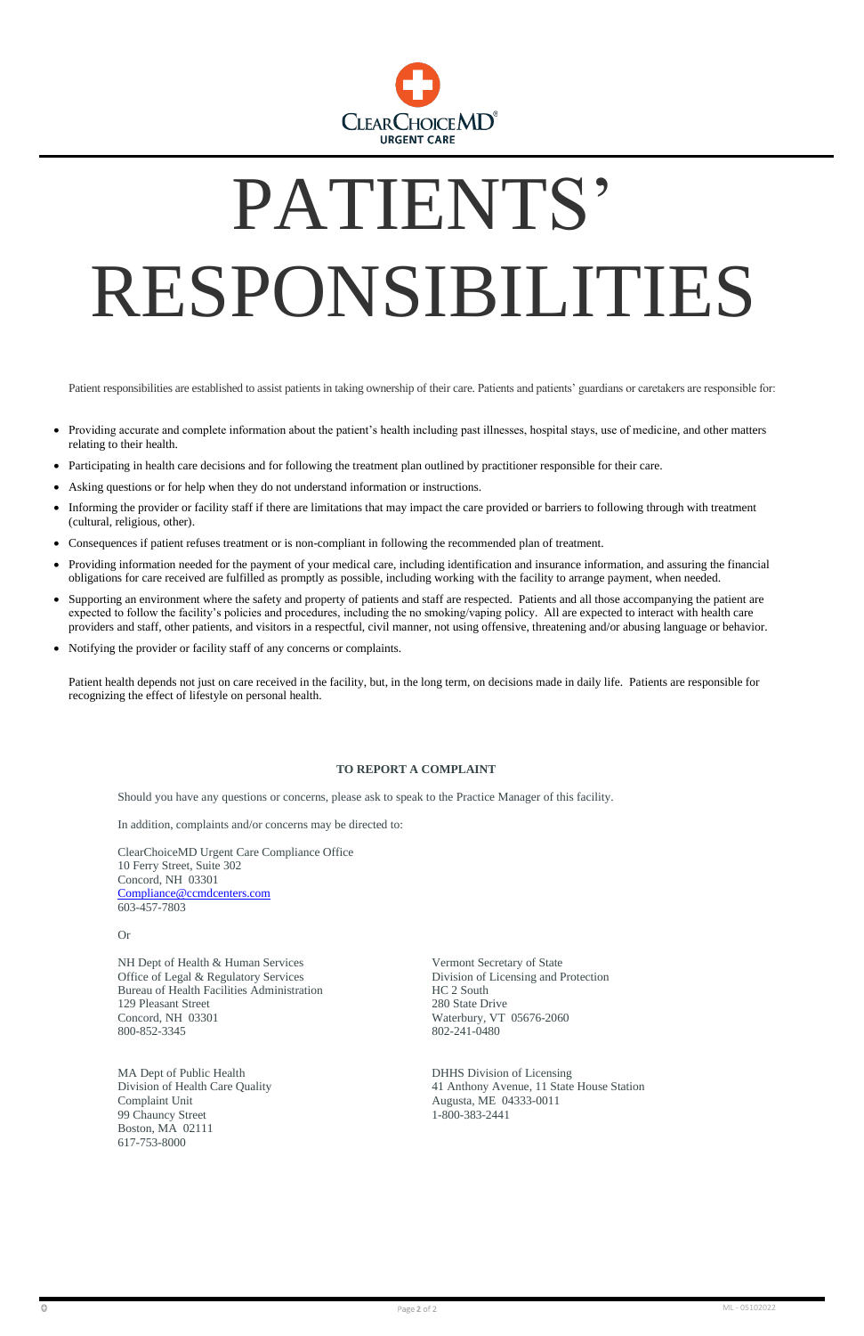ClearChoiceMD
URGENT CARE

# PATIENTS' RESPONSIBILITIES

Patient responsibilities are established to assist patients in taking ownership of their care. Patients and patients' guardians or caretakers are responsible for:

- Providing accurate and complete information about the patient's health including past illnesses, hospital stays, use of medicine, and other matters relating to their health.
- Participating in health care decisions and for following the treatment plan outlined by practitioner responsible for their care.
- Asking questions or for help when they do not understand information or instructions.
- Informing the provider or facility staff if there are limitations that may impact the care provided or barriers to following through with treatment (cultural, religious, other).
- Consequences if patient refuses treatment or is non-compliant in following the recommended plan of treatment.
- Providing information needed for the payment of your medical care, including identification and insurance information, and assuring the financial obligations for care received are fulfilled as promptly as possible, including working with the facility to arrange payment, when needed.
- Supporting an environment where the safety and property of patients and staff are respected. Patients and all those accompanying the patient are expected to follow the facility's policies and procedures, including the no smoking/vaping policy. All are expected to interact with health care providers and staff, other patients, and visitors in a respectful, civil manner, not using offensive, threatening and/or abusing language or behavior.
- Notifying the provider or facility staff of any concerns or complaints.

Patient health depends not just on care received in the facility, but, in the long term, on decisions made in daily life. Patients are responsible for recognizing the effect of lifestyle on personal health.

**TO REPORT A COMPLAINT**

Should you have any questions or concerns, please ask to speak to the Practice Manager of this facility.

In addition, complaints and/or concerns may be directed to:

ClearChoiceMD Urgent Care Compliance Office
10 Ferry Street, Suite 302
Concord, NH 03301
Compliance@ccmdcenters.com
603-457-7803

Or

NH Dept of Health & Human Services
Office of Legal & Regulatory Services
Bureau of Health Facilities Administration
129 Pleasant Street
Concord, NH 03301
800-852-3345

Vermont Secretary of State
Division of Licensing and Protection
HC 2 South
280 State Drive
Waterbury, VT 05676-2060
802-241-0480

MA Dept of Public Health
Division of Health Care Quality
Complaint Unit
99 Chauncy Street
Boston, MA 02111
617-753-8000

DHHS Division of Licensing
41 Anthony Avenue, 11 State House Station
Augusta, ME 04333-0011
1-800-383-2441

ML - 05102022